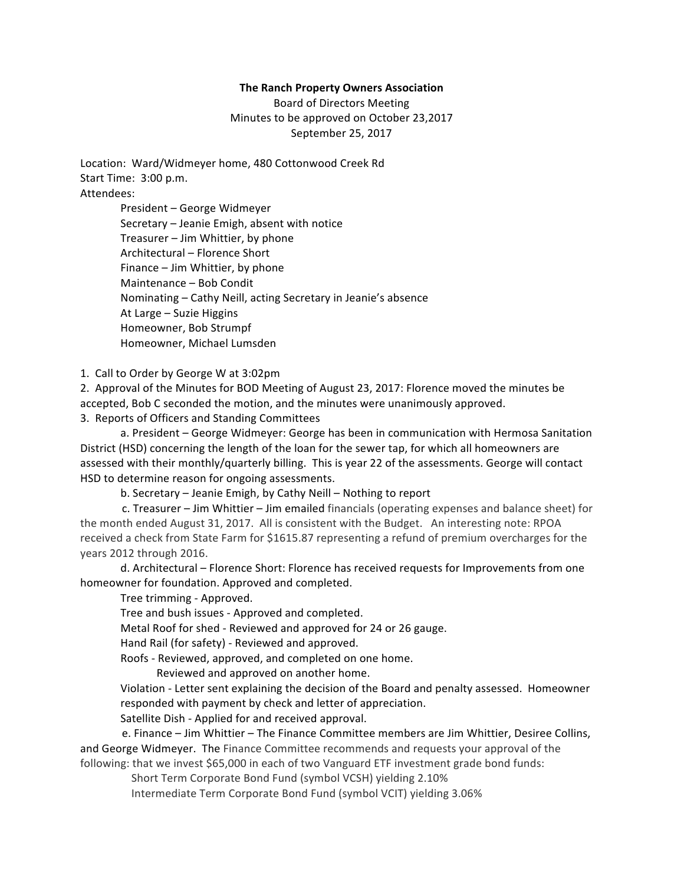# The Ranch Property Owners Association

Board of Directors Meeting
Minutes to be approved on October 23,2017
September 25, 2017

Location: Ward/Widmeyer home, 480 Cottonwood Creek Rd
Start Time: 3:00 p.m.
Attendees:

- President – George Widmeyer
- Secretary – Jeanie Emigh, absent with notice
- Treasurer – Jim Whittier, by phone
- Architectural – Florence Short
- Finance – Jim Whittier, by phone
- Maintenance – Bob Condit
- Nominating – Cathy Neill, acting Secretary in Jeanie's absence
- At Large – Suzie Higgins
- Homeowner, Bob Strumpf
- Homeowner, Michael Lumsden

1. Call to Order by George W at 3:02pm
2. Approval of the Minutes for BOD Meeting of August 23, 2017: Florence moved the minutes be accepted, Bob C seconded the motion, and the minutes were unanimously approved.
3. Reports of Officers and Standing Committees

   a. President – George Widmeyer: George has been in communication with Hermosa Sanitation District (HSD) concerning the length of the loan for the sewer tap, for which all homeowners are assessed with their monthly/quarterly billing. This is year 22 of the assessments. George will contact HSD to determine reason for ongoing assessments.

   b. Secretary – Jeanie Emigh, by Cathy Neill – Nothing to report

   c. Treasurer – Jim Whittier – Jim emailed financials (operating expenses and balance sheet) for the month ended August 31, 2017. All is consistent with the Budget. An interesting note: RPOA received a check from State Farm for $1615.87 representing a refund of premium overcharges for the years 2012 through 2016.

   d. Architectural – Florence Short: Florence has received requests for Improvements from one homeowner for foundation. Approved and completed.

   Tree trimming - Approved.

   Tree and bush issues - Approved and completed.

   Metal Roof for shed - Reviewed and approved for 24 or 26 gauge.

   Hand Rail (for safety) - Reviewed and approved.

   Roofs - Reviewed, approved, and completed on one home.
   Reviewed and approved on another home.

   Violation - Letter sent explaining the decision of the Board and penalty assessed. Homeowner responded with payment by check and letter of appreciation.

   Satellite Dish - Applied for and received approval.

   e. Finance – Jim Whittier – The Finance Committee members are Jim Whittier, Desiree Collins, and George Widmeyer. The Finance Committee recommends and requests your approval of the following: that we invest $65,000 in each of two Vanguard ETF investment grade bond funds:

   Short Term Corporate Bond Fund (symbol VCSH) yielding 2.10%
   Intermediate Term Corporate Bond Fund (symbol VCIT) yielding 3.06%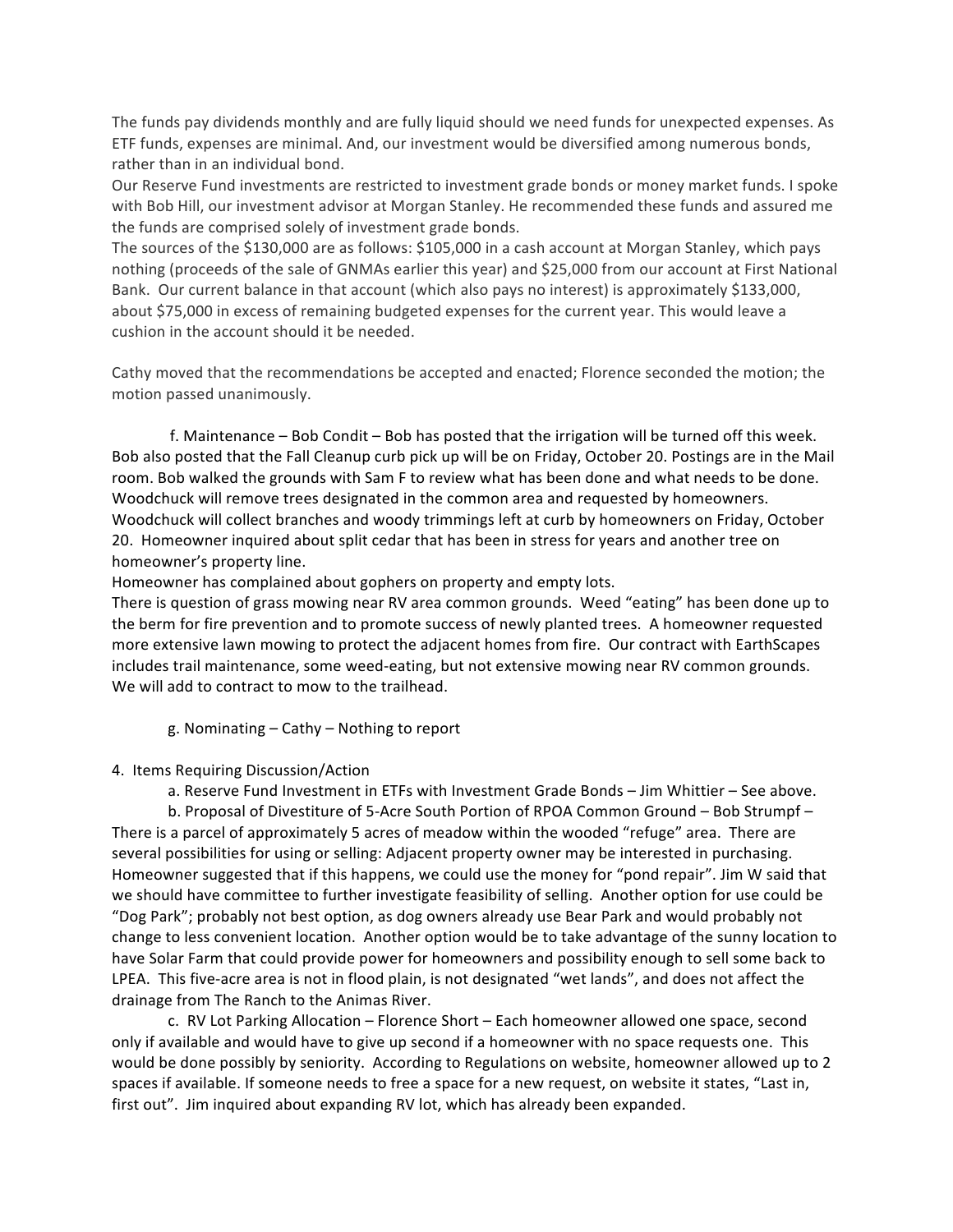The funds pay dividends monthly and are fully liquid should we need funds for unexpected expenses. As ETF funds, expenses are minimal. And, our investment would be diversified among numerous bonds, rather than in an individual bond.

Our Reserve Fund investments are restricted to investment grade bonds or money market funds. I spoke with Bob Hill, our investment advisor at Morgan Stanley. He recommended these funds and assured me the funds are comprised solely of investment grade bonds.

The sources of the $130,000 are as follows: $105,000 in a cash account at Morgan Stanley, which pays nothing (proceeds of the sale of GNMAs earlier this year) and $25,000 from our account at First National Bank. Our current balance in that account (which also pays no interest) is approximately $133,000, about $75,000 in excess of remaining budgeted expenses for the current year. This would leave a cushion in the account should it be needed.

Cathy moved that the recommendations be accepted and enacted; Florence seconded the motion; the motion passed unanimously.

f. Maintenance – Bob Condit – Bob has posted that the irrigation will be turned off this week. Bob also posted that the Fall Cleanup curb pick up will be on Friday, October 20. Postings are in the Mail room. Bob walked the grounds with Sam F to review what has been done and what needs to be done. Woodchuck will remove trees designated in the common area and requested by homeowners. Woodchuck will collect branches and woody trimmings left at curb by homeowners on Friday, October 20. Homeowner inquired about split cedar that has been in stress for years and another tree on homeowner's property line.

Homeowner has complained about gophers on property and empty lots.

There is question of grass mowing near RV area common grounds. Weed "eating" has been done up to the berm for fire prevention and to promote success of newly planted trees. A homeowner requested more extensive lawn mowing to protect the adjacent homes from fire. Our contract with EarthScapes includes trail maintenance, some weed-eating, but not extensive mowing near RV common grounds. We will add to contract to mow to the trailhead.

g. Nominating – Cathy – Nothing to report

4. Items Requiring Discussion/Action

a. Reserve Fund Investment in ETFs with Investment Grade Bonds – Jim Whittier – See above.

b. Proposal of Divestiture of 5-Acre South Portion of RPOA Common Ground – Bob Strumpf – There is a parcel of approximately 5 acres of meadow within the wooded "refuge" area. There are several possibilities for using or selling: Adjacent property owner may be interested in purchasing. Homeowner suggested that if this happens, we could use the money for "pond repair". Jim W said that we should have committee to further investigate feasibility of selling. Another option for use could be "Dog Park"; probably not best option, as dog owners already use Bear Park and would probably not change to less convenient location. Another option would be to take advantage of the sunny location to have Solar Farm that could provide power for homeowners and possibility enough to sell some back to LPEA. This five-acre area is not in flood plain, is not designated "wet lands", and does not affect the drainage from The Ranch to the Animas River.

c. RV Lot Parking Allocation – Florence Short – Each homeowner allowed one space, second only if available and would have to give up second if a homeowner with no space requests one. This would be done possibly by seniority. According to Regulations on website, homeowner allowed up to 2 spaces if available. If someone needs to free a space for a new request, on website it states, "Last in, first out". Jim inquired about expanding RV lot, which has already been expanded.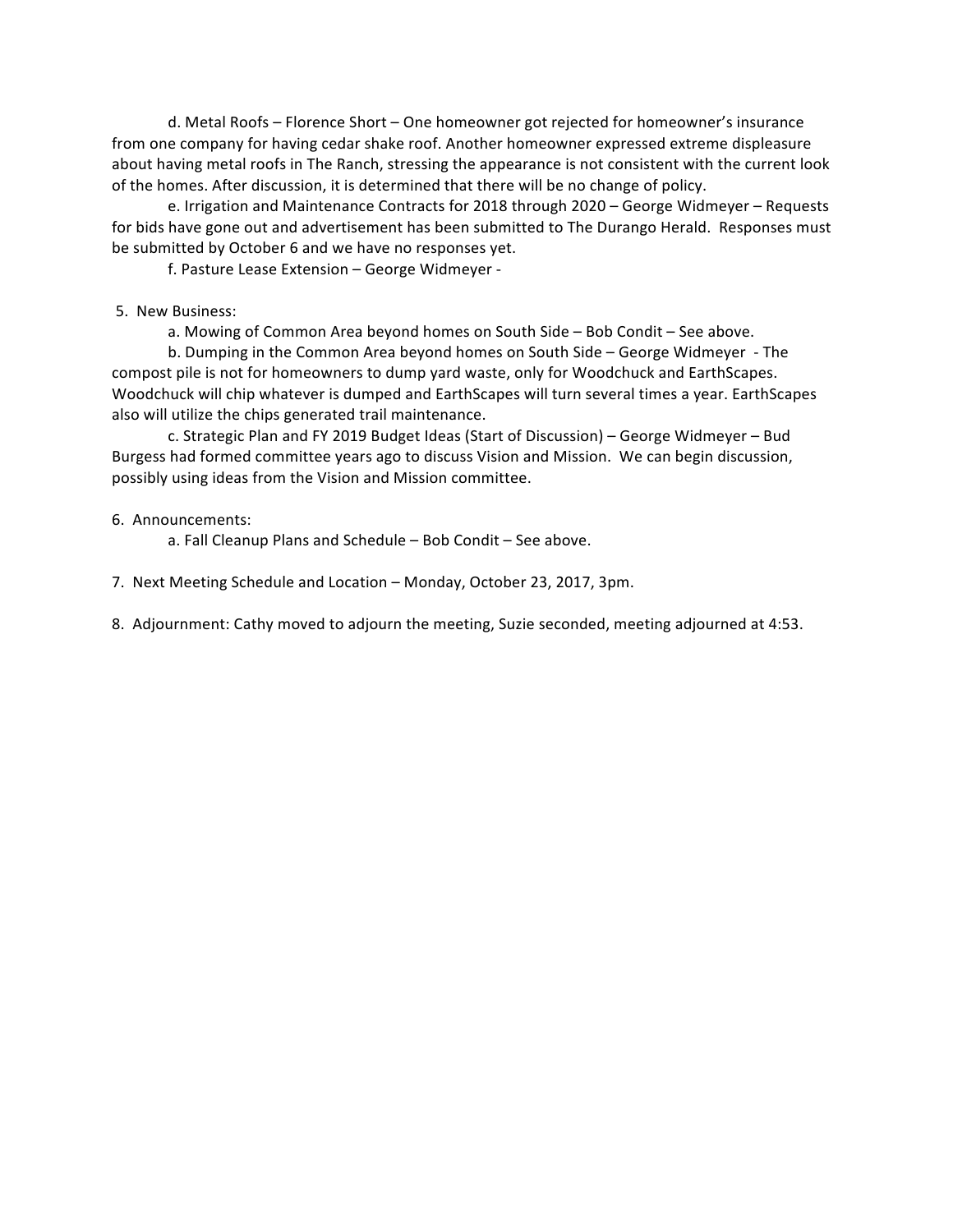d. Metal Roofs – Florence Short – One homeowner got rejected for homeowner's insurance from one company for having cedar shake roof. Another homeowner expressed extreme displeasure about having metal roofs in The Ranch, stressing the appearance is not consistent with the current look of the homes. After discussion, it is determined that there will be no change of policy.

e. Irrigation and Maintenance Contracts for 2018 through 2020 – George Widmeyer – Requests for bids have gone out and advertisement has been submitted to The Durango Herald. Responses must be submitted by October 6 and we have no responses yet.

f. Pasture Lease Extension – George Widmeyer -

5. New Business:

a. Mowing of Common Area beyond homes on South Side – Bob Condit – See above.

b. Dumping in the Common Area beyond homes on South Side – George Widmeyer - The compost pile is not for homeowners to dump yard waste, only for Woodchuck and EarthScapes. Woodchuck will chip whatever is dumped and EarthScapes will turn several times a year. EarthScapes also will utilize the chips generated trail maintenance.

c. Strategic Plan and FY 2019 Budget Ideas (Start of Discussion) – George Widmeyer – Bud Burgess had formed committee years ago to discuss Vision and Mission. We can begin discussion, possibly using ideas from the Vision and Mission committee.

6. Announcements:

a. Fall Cleanup Plans and Schedule – Bob Condit – See above.

7. Next Meeting Schedule and Location – Monday, October 23, 2017, 3pm.

8. Adjournment: Cathy moved to adjourn the meeting, Suzie seconded, meeting adjourned at 4:53.